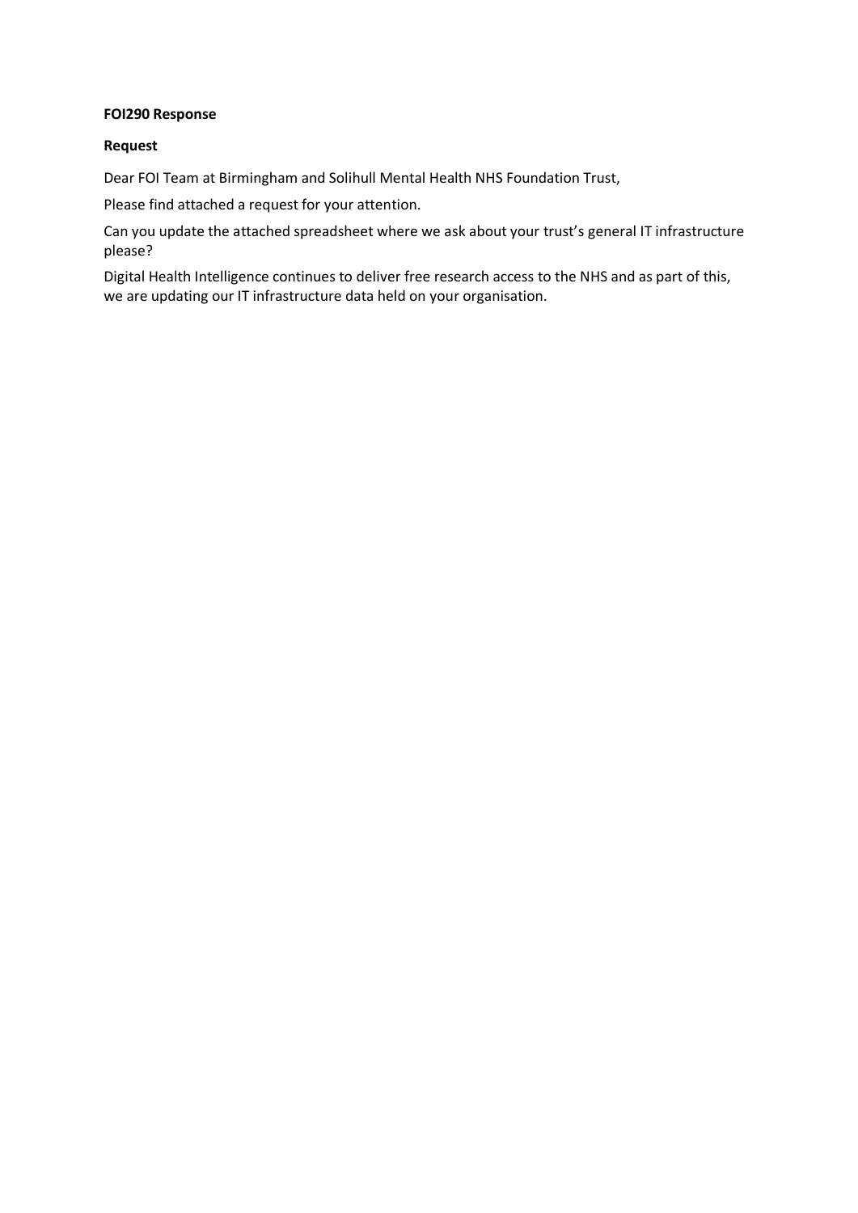**FOI290 Response**

**Request**

Dear FOI Team at Birmingham and Solihull Mental Health NHS Foundation Trust,

Please find attached a request for your attention.

Can you update the attached spreadsheet where we ask about your trust's general IT infrastructure please?

Digital Health Intelligence continues to deliver free research access to the NHS and as part of this, we are updating our IT infrastructure data held on your organisation.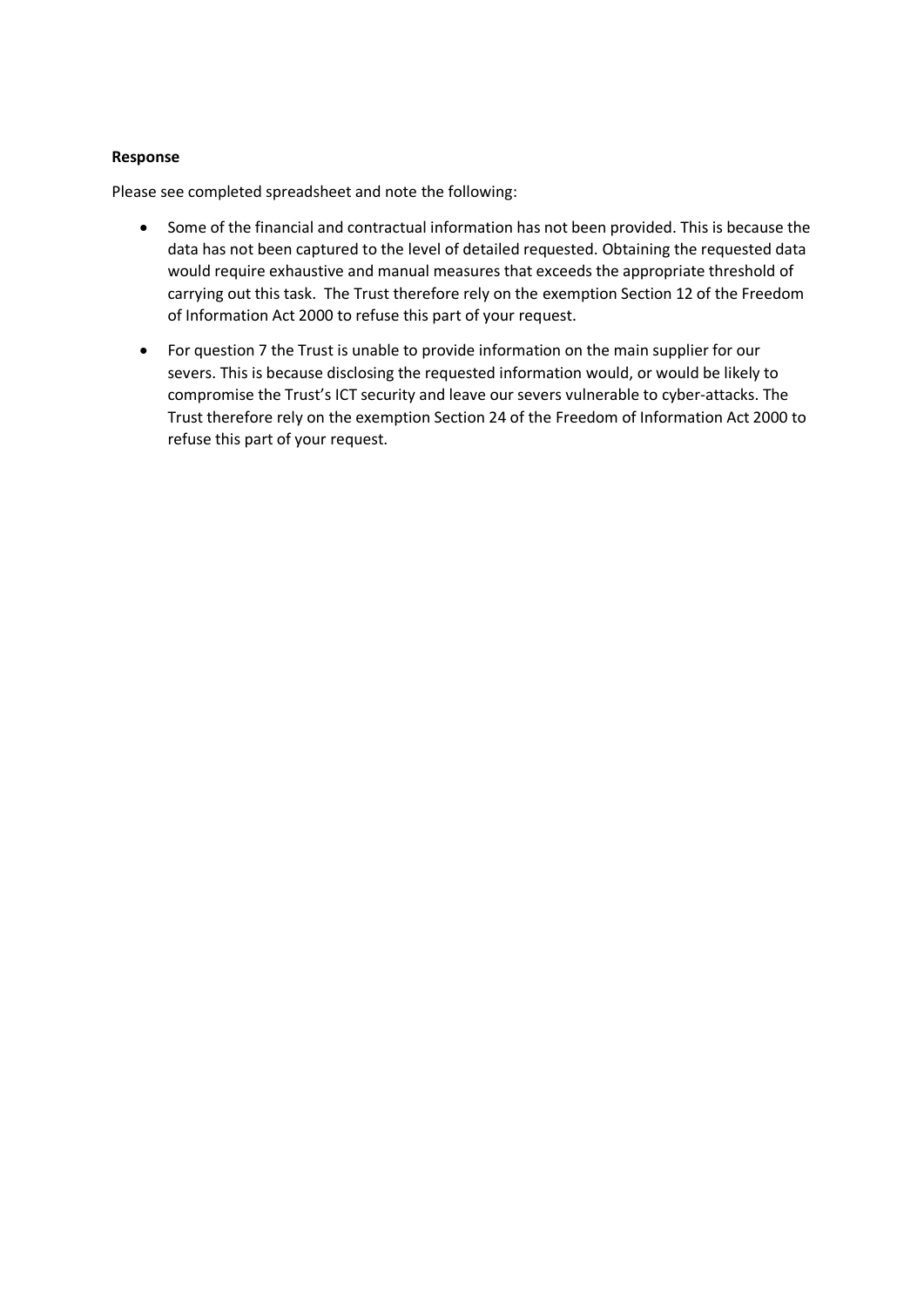**Response**

Please see completed spreadsheet and note the following:

- Some of the financial and contractual information has not been provided. This is because the data has not been captured to the level of detailed requested. Obtaining the requested data would require exhaustive and manual measures that exceeds the appropriate threshold of carrying out this task. The Trust therefore rely on the exemption Section 12 of the Freedom of Information Act 2000 to refuse this part of your request.
- For question 7 the Trust is unable to provide information on the main supplier for our severs. This is because disclosing the requested information would, or would be likely to compromise the Trust's ICT security and leave our severs vulnerable to cyber-attacks. The Trust therefore rely on the exemption Section 24 of the Freedom of Information Act 2000 to refuse this part of your request.